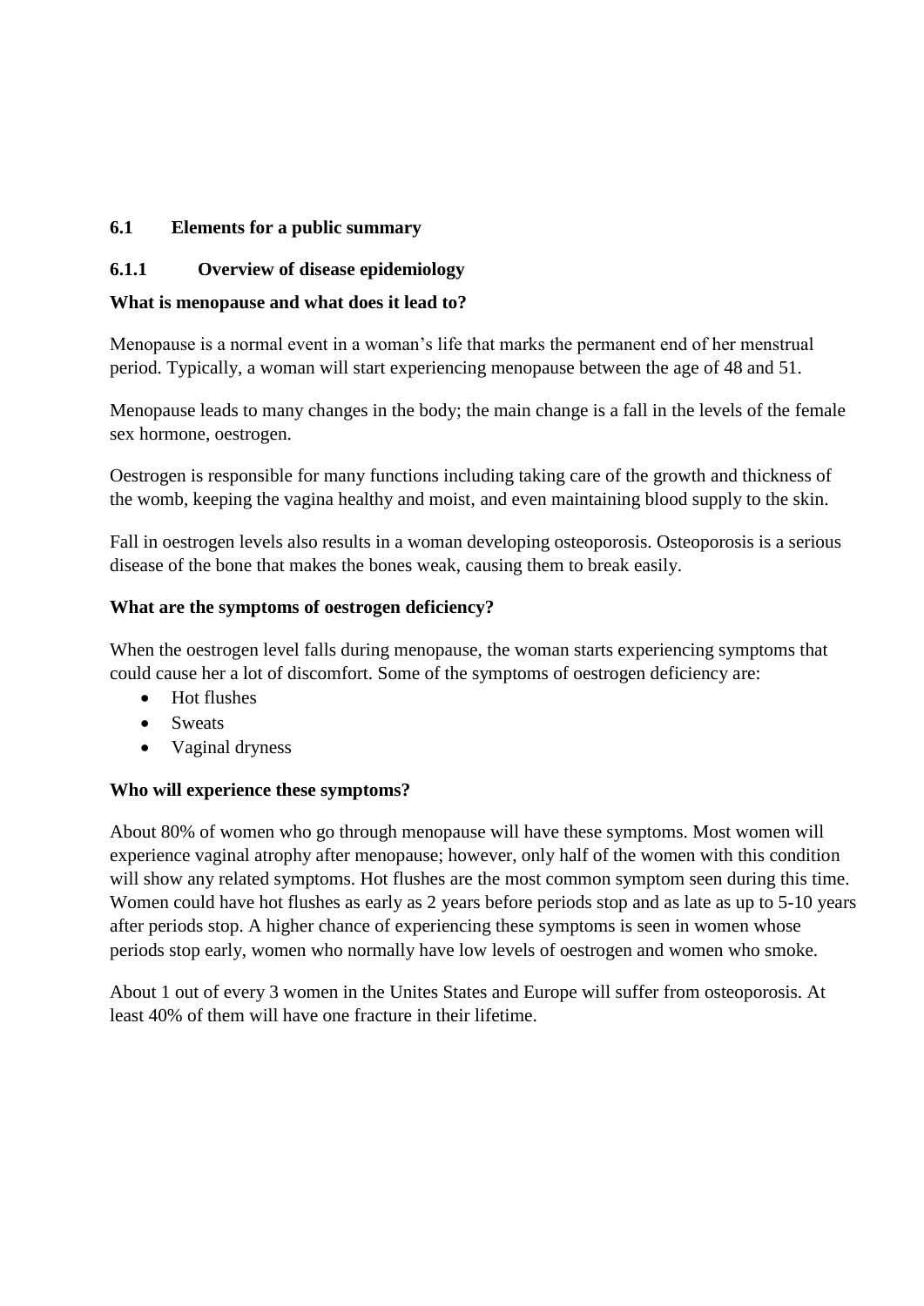## 6.1 Elements for a public summary

### 6.1.1 Overview of disease epidemiology

**What is menopause and what does it lead to?**

Menopause is a normal event in a woman's life that marks the permanent end of her menstrual period. Typically, a woman will start experiencing menopause between the age of 48 and 51.

Menopause leads to many changes in the body; the main change is a fall in the levels of the female sex hormone, oestrogen.

Oestrogen is responsible for many functions including taking care of the growth and thickness of the womb, keeping the vagina healthy and moist, and even maintaining blood supply to the skin.

Fall in oestrogen levels also results in a woman developing osteoporosis. Osteoporosis is a serious disease of the bone that makes the bones weak, causing them to break easily.

**What are the symptoms of oestrogen deficiency?**

When the oestrogen level falls during menopause, the woman starts experiencing symptoms that could cause her a lot of discomfort. Some of the symptoms of oestrogen deficiency are:

- Hot flushes
- Sweats
- Vaginal dryness

**Who will experience these symptoms?**

About 80% of women who go through menopause will have these symptoms. Most women will experience vaginal atrophy after menopause; however, only half of the women with this condition will show any related symptoms. Hot flushes are the most common symptom seen during this time. Women could have hot flushes as early as 2 years before periods stop and as late as up to 5-10 years after periods stop. A higher chance of experiencing these symptoms is seen in women whose periods stop early, women who normally have low levels of oestrogen and women who smoke.

About 1 out of every 3 women in the Unites States and Europe will suffer from osteoporosis. At least 40% of them will have one fracture in their lifetime.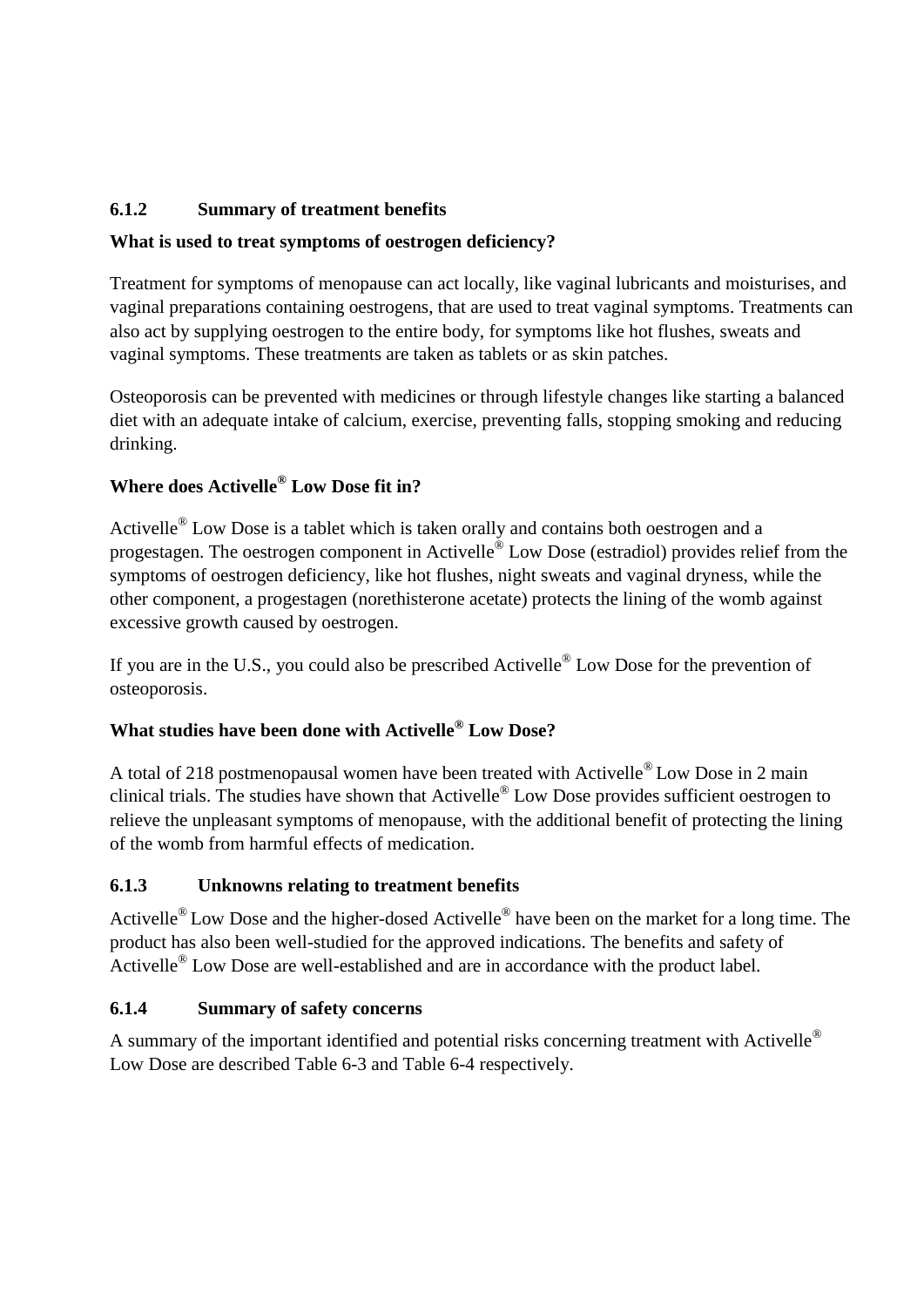### 6.1.2 Summary of treatment benefits

**What is used to treat symptoms of oestrogen deficiency?**

Treatment for symptoms of menopause can act locally, like vaginal lubricants and moisturises, and vaginal preparations containing oestrogens, that are used to treat vaginal symptoms. Treatments can also act by supplying oestrogen to the entire body, for symptoms like hot flushes, sweats and vaginal symptoms. These treatments are taken as tablets or as skin patches.

Osteoporosis can be prevented with medicines or through lifestyle changes like starting a balanced diet with an adequate intake of calcium, exercise, preventing falls, stopping smoking and reducing drinking.

**Where does Activelle® Low Dose fit in?**

Activelle® Low Dose is a tablet which is taken orally and contains both oestrogen and a progestagen. The oestrogen component in Activelle® Low Dose (estradiol) provides relief from the symptoms of oestrogen deficiency, like hot flushes, night sweats and vaginal dryness, while the other component, a progestagen (norethisterone acetate) protects the lining of the womb against excessive growth caused by oestrogen.

If you are in the U.S., you could also be prescribed Activelle® Low Dose for the prevention of osteoporosis.

**What studies have been done with Activelle® Low Dose?**

A total of 218 postmenopausal women have been treated with Activelle® Low Dose in 2 main clinical trials. The studies have shown that Activelle® Low Dose provides sufficient oestrogen to relieve the unpleasant symptoms of menopause, with the additional benefit of protecting the lining of the womb from harmful effects of medication.

### 6.1.3 Unknowns relating to treatment benefits

Activelle® Low Dose and the higher-dosed Activelle® have been on the market for a long time. The product has also been well-studied for the approved indications. The benefits and safety of Activelle® Low Dose are well-established and are in accordance with the product label.

### 6.1.4 Summary of safety concerns

A summary of the important identified and potential risks concerning treatment with Activelle® Low Dose are described Table 6-3 and Table 6-4 respectively.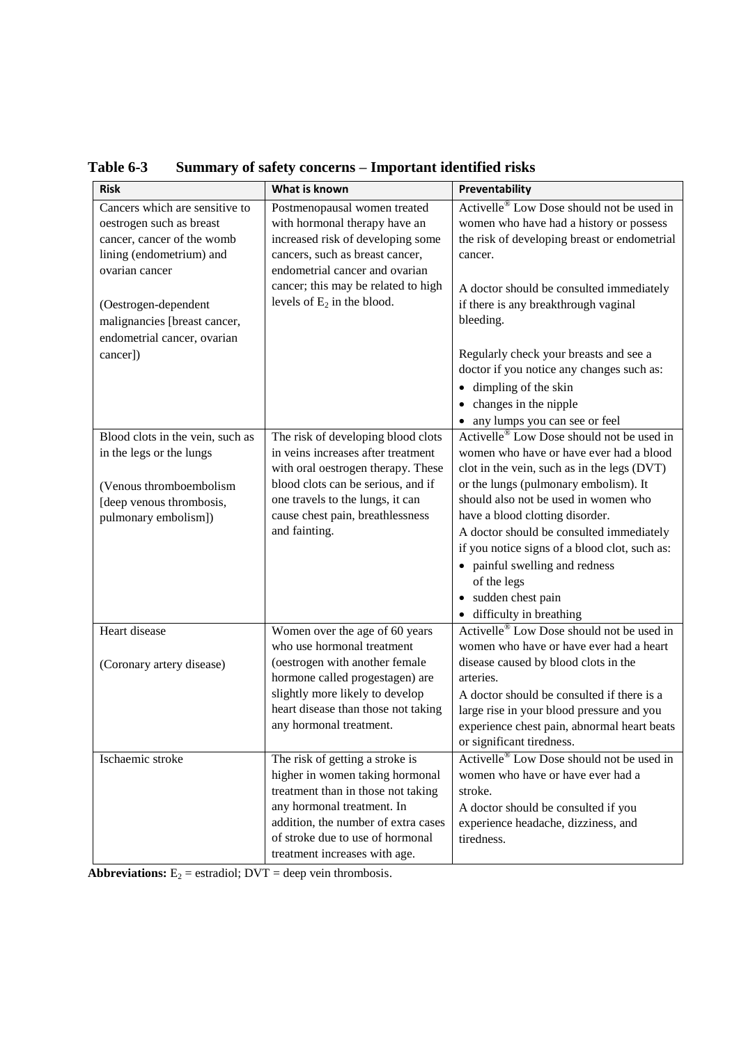**Table 6-3 Summary of safety concerns – Important identified risks**

| Risk | What is known | Preventability |
|---|---|---|
| Cancers which are sensitive to oestrogen such as breast cancer, cancer of the womb lining (endometrium) and ovarian cancer<br><br>(Oestrogen-dependent malignancies [breast cancer, endometrial cancer, ovarian cancer]) | Postmenopausal women treated with hormonal therapy have an increased risk of developing some cancers, such as breast cancer, endometrial cancer and ovarian cancer; this may be related to high levels of $E_2$ in the blood. | Activelle® Low Dose should not be used in women who have had a history or possess the risk of developing breast or endometrial cancer.<br><br>A doctor should be consulted immediately if there is any breakthrough vaginal bleeding.<br><br>Regularly check your breasts and see a doctor if you notice any changes such as:<br>• dimpling of the skin<br>• changes in the nipple<br>• any lumps you can see or feel |
| Blood clots in the vein, such as in the legs or the lungs<br><br>(Venous thromboembolism [deep venous thrombosis, pulmonary embolism]) | The risk of developing blood clots in veins increases after treatment with oral oestrogen therapy. These blood clots can be serious, and if one travels to the lungs, it can cause chest pain, breathlessness and fainting. | Activelle® Low Dose should not be used in women who have or have ever had a blood clot in the vein, such as in the legs (DVT) or the lungs (pulmonary embolism). It should also not be used in women who have a blood clotting disorder.<br>A doctor should be consulted immediately if you notice signs of a blood clot, such as:<br>• painful swelling and redness of the legs<br>• sudden chest pain<br>• difficulty in breathing |
| Heart disease<br><br>(Coronary artery disease) | Women over the age of 60 years who use hormonal treatment (oestrogen with another female hormone called progestagen) are slightly more likely to develop heart disease than those not taking any hormonal treatment. | Activelle® Low Dose should not be used in women who have or have ever had a heart disease caused by blood clots in the arteries.<br>A doctor should be consulted if there is a large rise in your blood pressure and you experience chest pain, abnormal heart beats or significant tiredness. |
| Ischaemic stroke | The risk of getting a stroke is higher in women taking hormonal treatment than in those not taking any hormonal treatment. In addition, the number of extra cases of stroke due to use of hormonal treatment increases with age. | Activelle® Low Dose should not be used in women who have or have ever had a stroke.<br>A doctor should be consulted if you experience headache, dizziness, and tiredness. |

**Abbreviations:** $E_2$ = estradiol; DVT = deep vein thrombosis.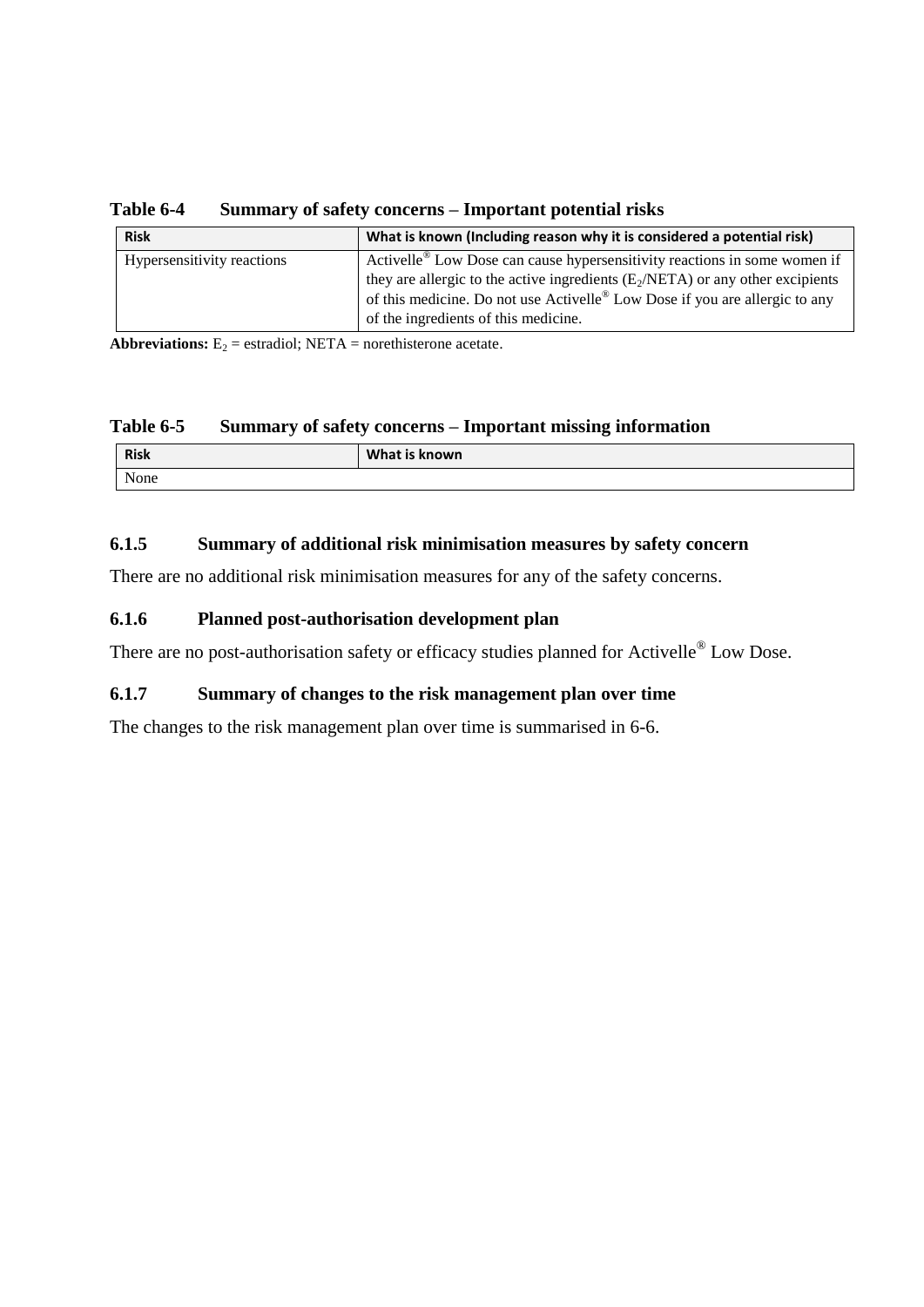**Table 6-4 Summary of safety concerns – Important potential risks**

| Risk | What is known (Including reason why it is considered a potential risk) |
|---|---|
| Hypersensitivity reactions | Activelle® Low Dose can cause hypersensitivity reactions in some women if they are allergic to the active ingredients ($E_2$/NETA) or any other excipients of this medicine. Do not use Activelle® Low Dose if you are allergic to any of the ingredients of this medicine. |

**Abbreviations:** $E_2$ = estradiol; NETA = norethisterone acetate.

**Table 6-5 Summary of safety concerns – Important missing information**

| Risk | What is known |
|---|---|
| None | |

### 6.1.5 Summary of additional risk minimisation measures by safety concern

There are no additional risk minimisation measures for any of the safety concerns.

### 6.1.6 Planned post-authorisation development plan

There are no post-authorisation safety or efficacy studies planned for Activelle® Low Dose.

### 6.1.7 Summary of changes to the risk management plan over time

The changes to the risk management plan over time is summarised in 6-6.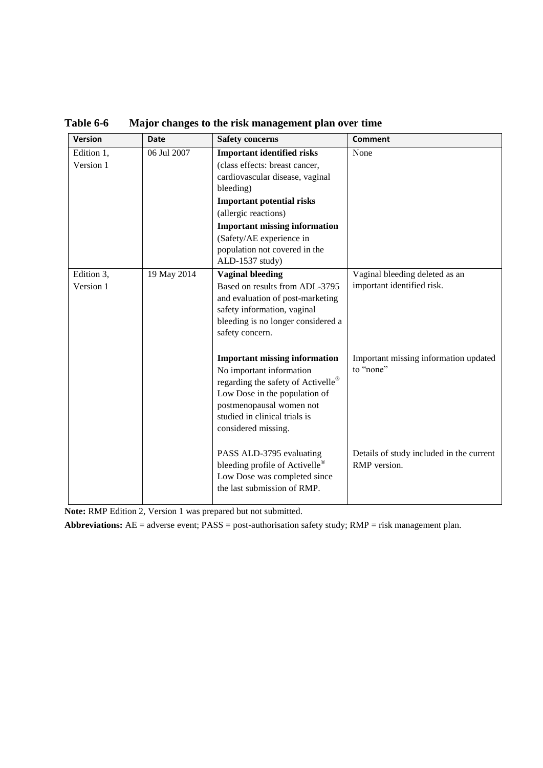**Table 6-6 Major changes to the risk management plan over time**

| Version | Date | Safety concerns | Comment |
|---|---|---|---|
| Edition 1, Version 1 | 06 Jul 2007 | **Important identified risks** (class effects: breast cancer, cardiovascular disease, vaginal bleeding) **Important potential risks** (allergic reactions) **Important missing information** (Safety/AE experience in population not covered in the ALD-1537 study) | None |
| Edition 3, Version 1 | 19 May 2014 | **Vaginal bleeding** Based on results from ADL-3795 and evaluation of post-marketing safety information, vaginal bleeding is no longer considered a safety concern. | Vaginal bleeding deleted as an important identified risk. |
| | | **Important missing information** No important information regarding the safety of Activelle® Low Dose in the population of postmenopausal women not studied in clinical trials is considered missing. | Important missing information updated to "none" |
| | | PASS ALD-3795 evaluating bleeding profile of Activelle® Low Dose was completed since the last submission of RMP. | Details of study included in the current RMP version. |

**Note:** RMP Edition 2, Version 1 was prepared but not submitted.

**Abbreviations:** AE = adverse event; PASS = post-authorisation safety study; RMP = risk management plan.